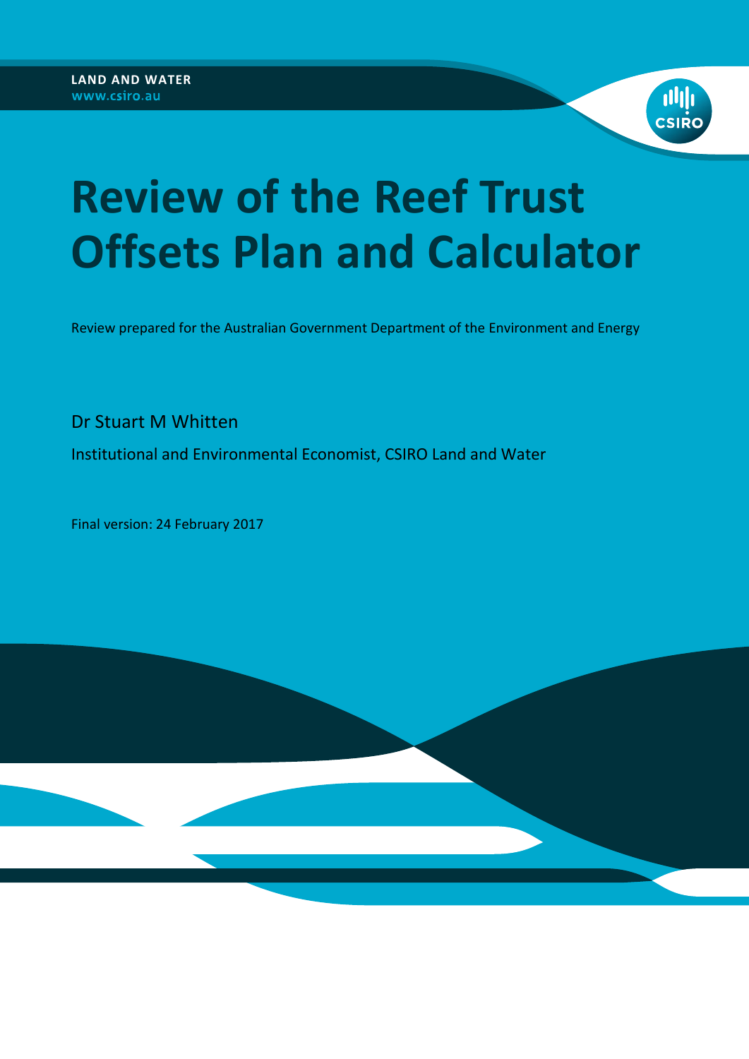**LAND AND WATER**
**www.csiro.au**

# Review of the Reef Trust Offsets Plan and Calculator

Review prepared for the Australian Government Department of the Environment and Energy

Dr Stuart M Whitten

Institutional and Environmental Economist, CSIRO Land and Water

Final version: 24 February 2017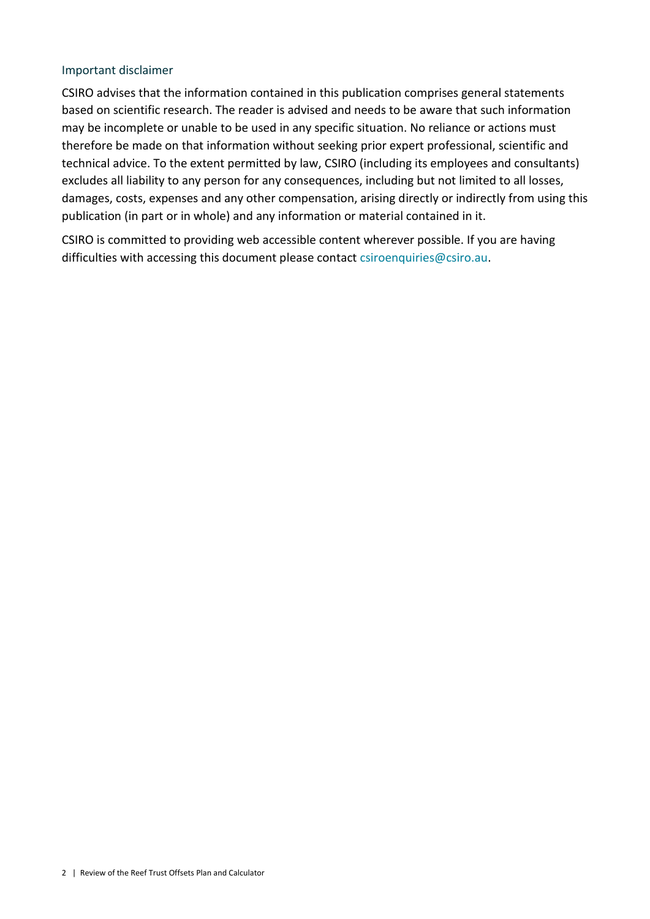### Important disclaimer

CSIRO advises that the information contained in this publication comprises general statements based on scientific research. The reader is advised and needs to be aware that such information may be incomplete or unable to be used in any specific situation. No reliance or actions must therefore be made on that information without seeking prior expert professional, scientific and technical advice. To the extent permitted by law, CSIRO (including its employees and consultants) excludes all liability to any person for any consequences, including but not limited to all losses, damages, costs, expenses and any other compensation, arising directly or indirectly from using this publication (in part or in whole) and any information or material contained in it.

CSIRO is committed to providing web accessible content wherever possible. If you are having difficulties with accessing this document please contact csiroenquiries@csiro.au.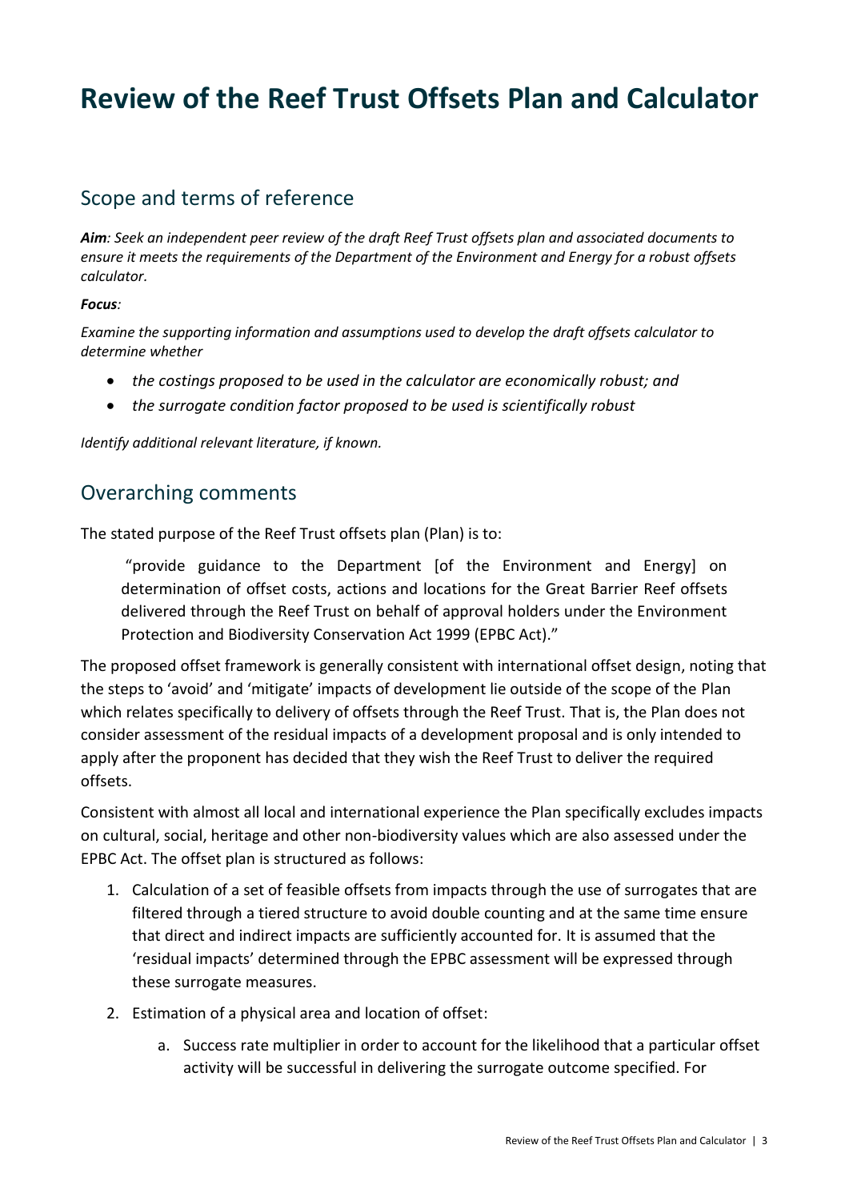# Review of the Reef Trust Offsets Plan and Calculator

## Scope and terms of reference

***Aim**: Seek an independent peer review of the draft Reef Trust offsets plan and associated documents to ensure it meets the requirements of the Department of the Environment and Energy for a robust offsets calculator.*

***Focus**:*

*Examine the supporting information and assumptions used to develop the draft offsets calculator to determine whether*

- *the costings proposed to be used in the calculator are economically robust; and*
- *the surrogate condition factor proposed to be used is scientifically robust*

*Identify additional relevant literature, if known.*

## Overarching comments

The stated purpose of the Reef Trust offsets plan (Plan) is to:

> "provide guidance to the Department [of the Environment and Energy] on determination of offset costs, actions and locations for the Great Barrier Reef offsets delivered through the Reef Trust on behalf of approval holders under the Environment Protection and Biodiversity Conservation Act 1999 (EPBC Act)."

The proposed offset framework is generally consistent with international offset design, noting that the steps to 'avoid' and 'mitigate' impacts of development lie outside of the scope of the Plan which relates specifically to delivery of offsets through the Reef Trust. That is, the Plan does not consider assessment of the residual impacts of a development proposal and is only intended to apply after the proponent has decided that they wish the Reef Trust to deliver the required offsets.

Consistent with almost all local and international experience the Plan specifically excludes impacts on cultural, social, heritage and other non-biodiversity values which are also assessed under the EPBC Act. The offset plan is structured as follows:

1. Calculation of a set of feasible offsets from impacts through the use of surrogates that are filtered through a tiered structure to avoid double counting and at the same time ensure that direct and indirect impacts are sufficiently accounted for. It is assumed that the 'residual impacts' determined through the EPBC assessment will be expressed through these surrogate measures.
2. Estimation of a physical area and location of offset:
    a. Success rate multiplier in order to account for the likelihood that a particular offset activity will be successful in delivering the surrogate outcome specified. For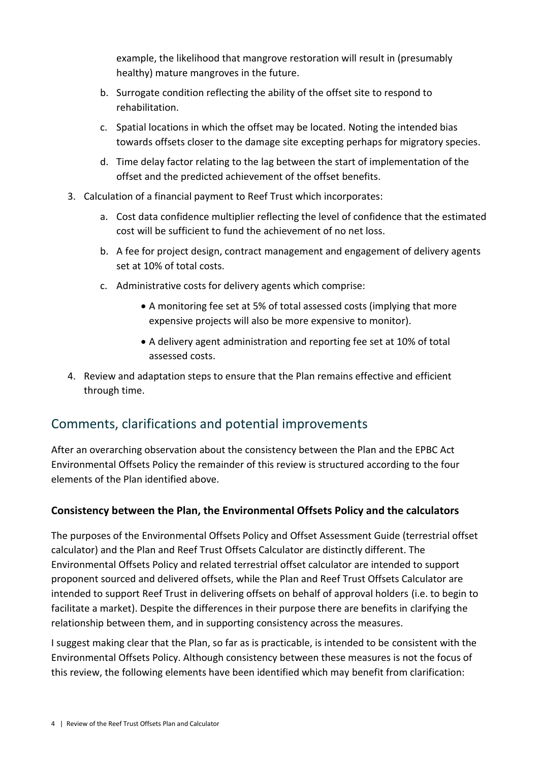example, the likelihood that mangrove restoration will result in (presumably healthy) mature mangroves in the future.

   b. Surrogate condition reflecting the ability of the offset site to respond to rehabilitation.

   c. Spatial locations in which the offset may be located. Noting the intended bias towards offsets closer to the damage site excepting perhaps for migratory species.

   d. Time delay factor relating to the lag between the start of implementation of the offset and the predicted achievement of the offset benefits.

3. Calculation of a financial payment to Reef Trust which incorporates:

   a. Cost data confidence multiplier reflecting the level of confidence that the estimated cost will be sufficient to fund the achievement of no net loss.

   b. A fee for project design, contract management and engagement of delivery agents set at 10% of total costs.

   c. Administrative costs for delivery agents which comprise:

      - A monitoring fee set at 5% of total assessed costs (implying that more expensive projects will also be more expensive to monitor).

      - A delivery agent administration and reporting fee set at 10% of total assessed costs.

4. Review and adaptation steps to ensure that the Plan remains effective and efficient through time.

## Comments, clarifications and potential improvements

After an overarching observation about the consistency between the Plan and the EPBC Act Environmental Offsets Policy the remainder of this review is structured according to the four elements of the Plan identified above.

### Consistency between the Plan, the Environmental Offsets Policy and the calculators

The purposes of the Environmental Offsets Policy and Offset Assessment Guide (terrestrial offset calculator) and the Plan and Reef Trust Offsets Calculator are distinctly different. The Environmental Offsets Policy and related terrestrial offset calculator are intended to support proponent sourced and delivered offsets, while the Plan and Reef Trust Offsets Calculator are intended to support Reef Trust in delivering offsets on behalf of approval holders (i.e. to begin to facilitate a market). Despite the differences in their purpose there are benefits in clarifying the relationship between them, and in supporting consistency across the measures.

I suggest making clear that the Plan, so far as is practicable, is intended to be consistent with the Environmental Offsets Policy. Although consistency between these measures is not the focus of this review, the following elements have been identified which may benefit from clarification: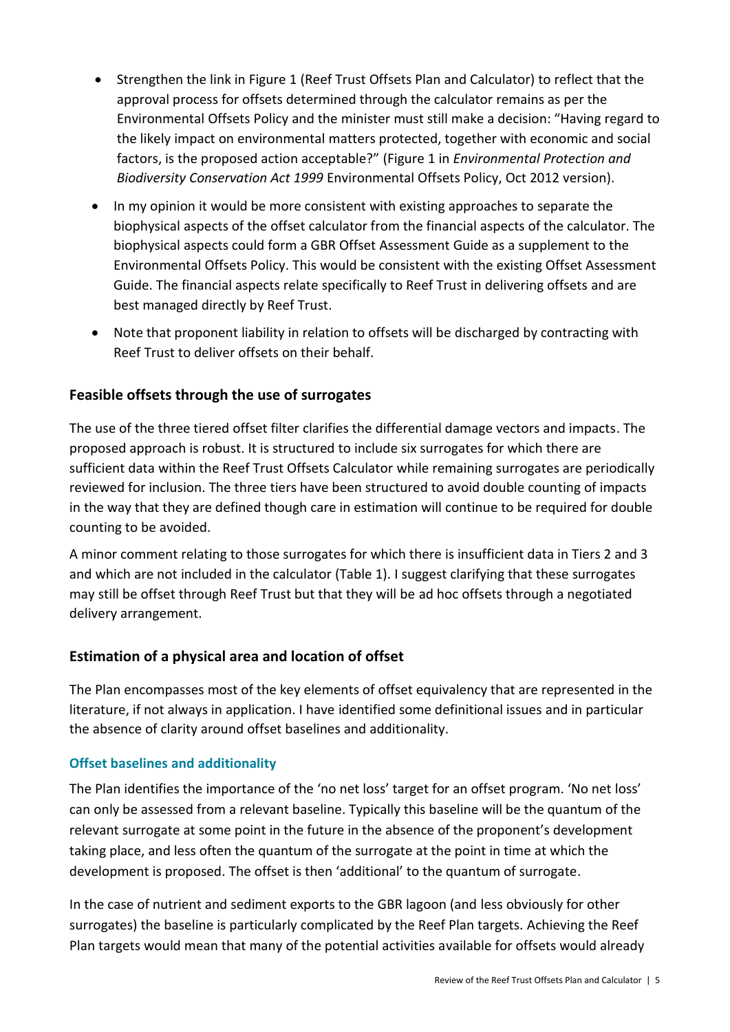- Strengthen the link in Figure 1 (Reef Trust Offsets Plan and Calculator) to reflect that the approval process for offsets determined through the calculator remains as per the Environmental Offsets Policy and the minister must still make a decision: "Having regard to the likely impact on environmental matters protected, together with economic and social factors, is the proposed action acceptable?" (Figure 1 in *Environmental Protection and Biodiversity Conservation Act 1999* Environmental Offsets Policy, Oct 2012 version).
- In my opinion it would be more consistent with existing approaches to separate the biophysical aspects of the offset calculator from the financial aspects of the calculator. The biophysical aspects could form a GBR Offset Assessment Guide as a supplement to the Environmental Offsets Policy. This would be consistent with the existing Offset Assessment Guide. The financial aspects relate specifically to Reef Trust in delivering offsets and are best managed directly by Reef Trust.
- Note that proponent liability in relation to offsets will be discharged by contracting with Reef Trust to deliver offsets on their behalf.

## Feasible offsets through the use of surrogates

The use of the three tiered offset filter clarifies the differential damage vectors and impacts. The proposed approach is robust. It is structured to include six surrogates for which there are sufficient data within the Reef Trust Offsets Calculator while remaining surrogates are periodically reviewed for inclusion. The three tiers have been structured to avoid double counting of impacts in the way that they are defined though care in estimation will continue to be required for double counting to be avoided.

A minor comment relating to those surrogates for which there is insufficient data in Tiers 2 and 3 and which are not included in the calculator (Table 1). I suggest clarifying that these surrogates may still be offset through Reef Trust but that they will be ad hoc offsets through a negotiated delivery arrangement.

## Estimation of a physical area and location of offset

The Plan encompasses most of the key elements of offset equivalency that are represented in the literature, if not always in application. I have identified some definitional issues and in particular the absence of clarity around offset baselines and additionality.

### Offset baselines and additionality

The Plan identifies the importance of the 'no net loss' target for an offset program. 'No net loss' can only be assessed from a relevant baseline. Typically this baseline will be the quantum of the relevant surrogate at some point in the future in the absence of the proponent's development taking place, and less often the quantum of the surrogate at the point in time at which the development is proposed. The offset is then 'additional' to the quantum of surrogate.

In the case of nutrient and sediment exports to the GBR lagoon (and less obviously for other surrogates) the baseline is particularly complicated by the Reef Plan targets. Achieving the Reef Plan targets would mean that many of the potential activities available for offsets would already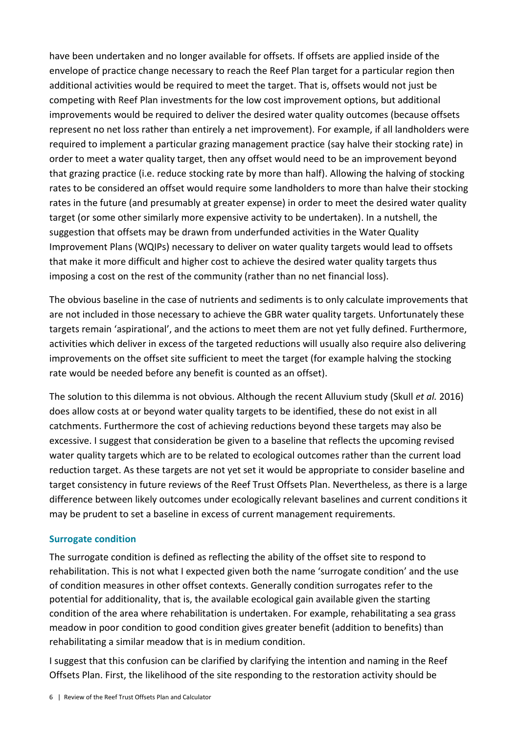have been undertaken and no longer available for offsets. If offsets are applied inside of the envelope of practice change necessary to reach the Reef Plan target for a particular region then additional activities would be required to meet the target. That is, offsets would not just be competing with Reef Plan investments for the low cost improvement options, but additional improvements would be required to deliver the desired water quality outcomes (because offsets represent no net loss rather than entirely a net improvement). For example, if all landholders were required to implement a particular grazing management practice (say halve their stocking rate) in order to meet a water quality target, then any offset would need to be an improvement beyond that grazing practice (i.e. reduce stocking rate by more than half). Allowing the halving of stocking rates to be considered an offset would require some landholders to more than halve their stocking rates in the future (and presumably at greater expense) in order to meet the desired water quality target (or some other similarly more expensive activity to be undertaken). In a nutshell, the suggestion that offsets may be drawn from underfunded activities in the Water Quality Improvement Plans (WQIPs) necessary to deliver on water quality targets would lead to offsets that make it more difficult and higher cost to achieve the desired water quality targets thus imposing a cost on the rest of the community (rather than no net financial loss).

The obvious baseline in the case of nutrients and sediments is to only calculate improvements that are not included in those necessary to achieve the GBR water quality targets. Unfortunately these targets remain 'aspirational', and the actions to meet them are not yet fully defined. Furthermore, activities which deliver in excess of the targeted reductions will usually also require also delivering improvements on the offset site sufficient to meet the target (for example halving the stocking rate would be needed before any benefit is counted as an offset).

The solution to this dilemma is not obvious. Although the recent Alluvium study (Skull *et al.* 2016) does allow costs at or beyond water quality targets to be identified, these do not exist in all catchments. Furthermore the cost of achieving reductions beyond these targets may also be excessive. I suggest that consideration be given to a baseline that reflects the upcoming revised water quality targets which are to be related to ecological outcomes rather than the current load reduction target. As these targets are not yet set it would be appropriate to consider baseline and target consistency in future reviews of the Reef Trust Offsets Plan. Nevertheless, as there is a large difference between likely outcomes under ecologically relevant baselines and current conditions it may be prudent to set a baseline in excess of current management requirements.

### Surrogate condition

The surrogate condition is defined as reflecting the ability of the offset site to respond to rehabilitation. This is not what I expected given both the name 'surrogate condition' and the use of condition measures in other offset contexts. Generally condition surrogates refer to the potential for additionality, that is, the available ecological gain available given the starting condition of the area where rehabilitation is undertaken. For example, rehabilitating a sea grass meadow in poor condition to good condition gives greater benefit (addition to benefits) than rehabilitating a similar meadow that is in medium condition.

I suggest that this confusion can be clarified by clarifying the intention and naming in the Reef Offsets Plan. First, the likelihood of the site responding to the restoration activity should be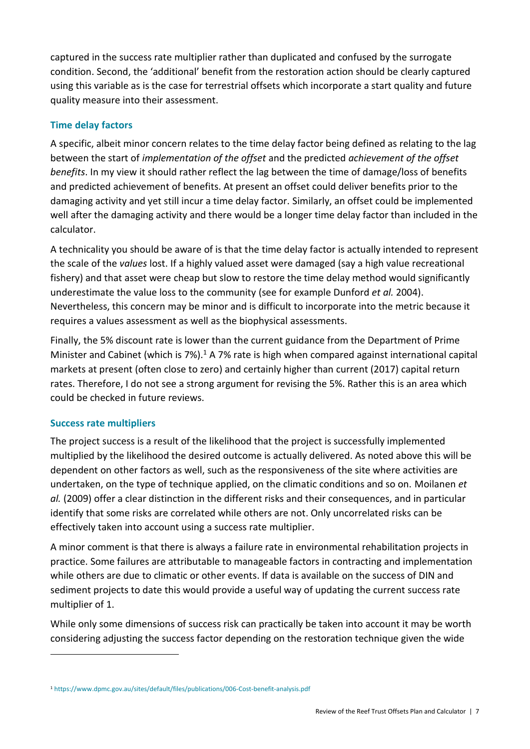captured in the success rate multiplier rather than duplicated and confused by the surrogate condition. Second, the 'additional' benefit from the restoration action should be clearly captured using this variable as is the case for terrestrial offsets which incorporate a start quality and future quality measure into their assessment.

### Time delay factors

A specific, albeit minor concern relates to the time delay factor being defined as relating to the lag between the start of *implementation of the offset* and the predicted *achievement of the offset benefits*. In my view it should rather reflect the lag between the time of damage/loss of benefits and predicted achievement of benefits. At present an offset could deliver benefits prior to the damaging activity and yet still incur a time delay factor. Similarly, an offset could be implemented well after the damaging activity and there would be a longer time delay factor than included in the calculator.

A technicality you should be aware of is that the time delay factor is actually intended to represent the scale of the *values* lost. If a highly valued asset were damaged (say a high value recreational fishery) and that asset were cheap but slow to restore the time delay method would significantly underestimate the value loss to the community (see for example Dunford *et al.* 2004). Nevertheless, this concern may be minor and is difficult to incorporate into the metric because it requires a values assessment as well as the biophysical assessments.

Finally, the 5% discount rate is lower than the current guidance from the Department of Prime Minister and Cabinet (which is 7%).[1] A 7% rate is high when compared against international capital markets at present (often close to zero) and certainly higher than current (2017) capital return rates. Therefore, I do not see a strong argument for revising the 5%. Rather this is an area which could be checked in future reviews.

### Success rate multipliers

The project success is a result of the likelihood that the project is successfully implemented multiplied by the likelihood the desired outcome is actually delivered. As noted above this will be dependent on other factors as well, such as the responsiveness of the site where activities are undertaken, on the type of technique applied, on the climatic conditions and so on. Moilanen *et al.* (2009) offer a clear distinction in the different risks and their consequences, and in particular identify that some risks are correlated while others are not. Only uncorrelated risks can be effectively taken into account using a success rate multiplier.

A minor comment is that there is always a failure rate in environmental rehabilitation projects in practice. Some failures are attributable to manageable factors in contracting and implementation while others are due to climatic or other events. If data is available on the success of DIN and sediment projects to date this would provide a useful way of updating the current success rate multiplier of 1.

While only some dimensions of success risk can practically be taken into account it may be worth considering adjusting the success factor depending on the restoration technique given the wide

[1] https://www.dpmc.gov.au/sites/default/files/publications/006-Cost-benefit-analysis.pdf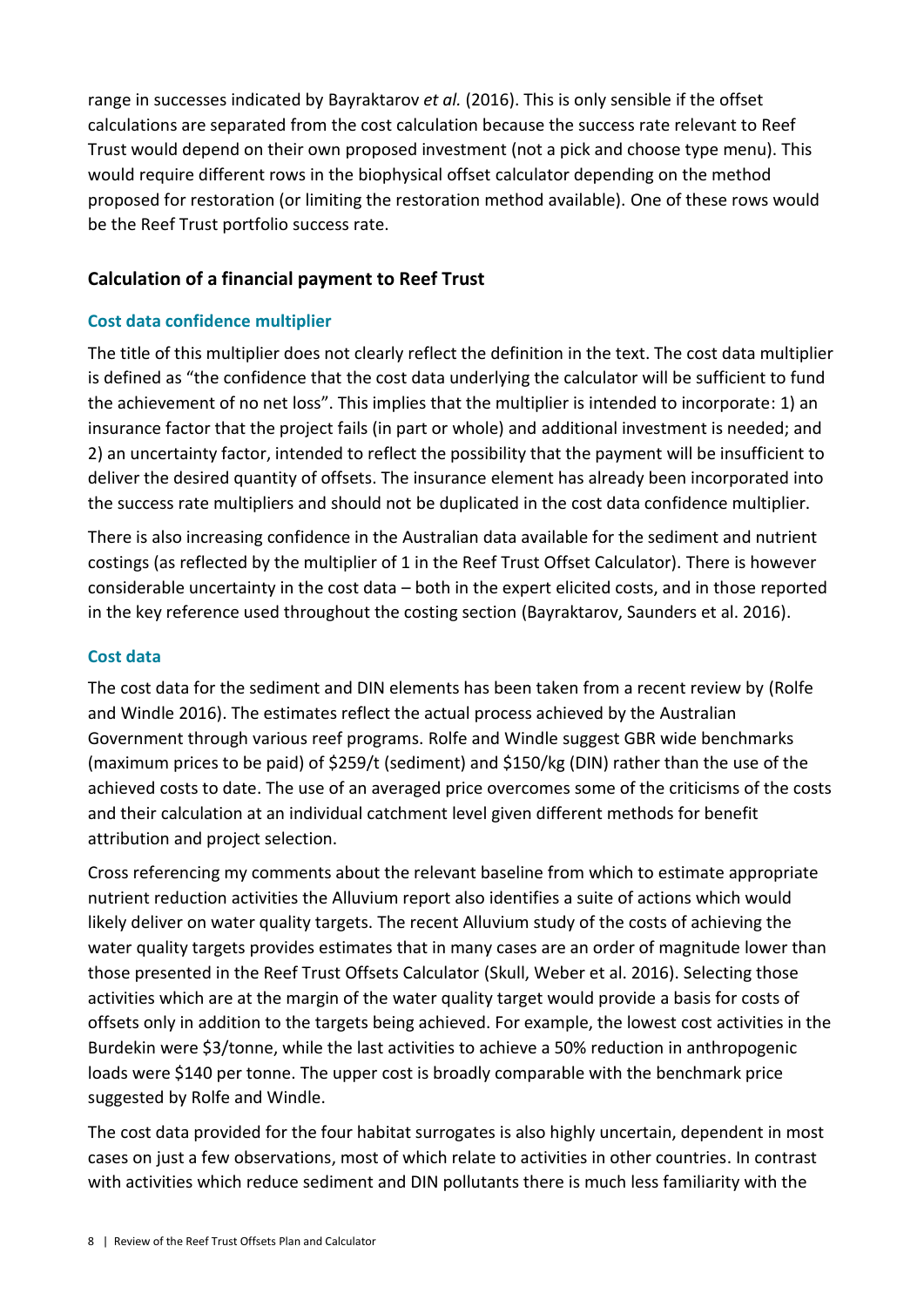range in successes indicated by Bayraktarov *et al.* (2016). This is only sensible if the offset calculations are separated from the cost calculation because the success rate relevant to Reef Trust would depend on their own proposed investment (not a pick and choose type menu). This would require different rows in the biophysical offset calculator depending on the method proposed for restoration (or limiting the restoration method available). One of these rows would be the Reef Trust portfolio success rate.

## Calculation of a financial payment to Reef Trust

### Cost data confidence multiplier

The title of this multiplier does not clearly reflect the definition in the text. The cost data multiplier is defined as "the confidence that the cost data underlying the calculator will be sufficient to fund the achievement of no net loss". This implies that the multiplier is intended to incorporate: 1) an insurance factor that the project fails (in part or whole) and additional investment is needed; and 2) an uncertainty factor, intended to reflect the possibility that the payment will be insufficient to deliver the desired quantity of offsets. The insurance element has already been incorporated into the success rate multipliers and should not be duplicated in the cost data confidence multiplier.

There is also increasing confidence in the Australian data available for the sediment and nutrient costings (as reflected by the multiplier of 1 in the Reef Trust Offset Calculator). There is however considerable uncertainty in the cost data – both in the expert elicited costs, and in those reported in the key reference used throughout the costing section (Bayraktarov, Saunders et al. 2016).

### Cost data

The cost data for the sediment and DIN elements has been taken from a recent review by (Rolfe and Windle 2016). The estimates reflect the actual process achieved by the Australian Government through various reef programs. Rolfe and Windle suggest GBR wide benchmarks (maximum prices to be paid) of \$259/t (sediment) and \$150/kg (DIN) rather than the use of the achieved costs to date. The use of an averaged price overcomes some of the criticisms of the costs and their calculation at an individual catchment level given different methods for benefit attribution and project selection.

Cross referencing my comments about the relevant baseline from which to estimate appropriate nutrient reduction activities the Alluvium report also identifies a suite of actions which would likely deliver on water quality targets. The recent Alluvium study of the costs of achieving the water quality targets provides estimates that in many cases are an order of magnitude lower than those presented in the Reef Trust Offsets Calculator (Skull, Weber et al. 2016). Selecting those activities which are at the margin of the water quality target would provide a basis for costs of offsets only in addition to the targets being achieved. For example, the lowest cost activities in the Burdekin were \$3/tonne, while the last activities to achieve a 50% reduction in anthropogenic loads were \$140 per tonne. The upper cost is broadly comparable with the benchmark price suggested by Rolfe and Windle.

The cost data provided for the four habitat surrogates is also highly uncertain, dependent in most cases on just a few observations, most of which relate to activities in other countries. In contrast with activities which reduce sediment and DIN pollutants there is much less familiarity with the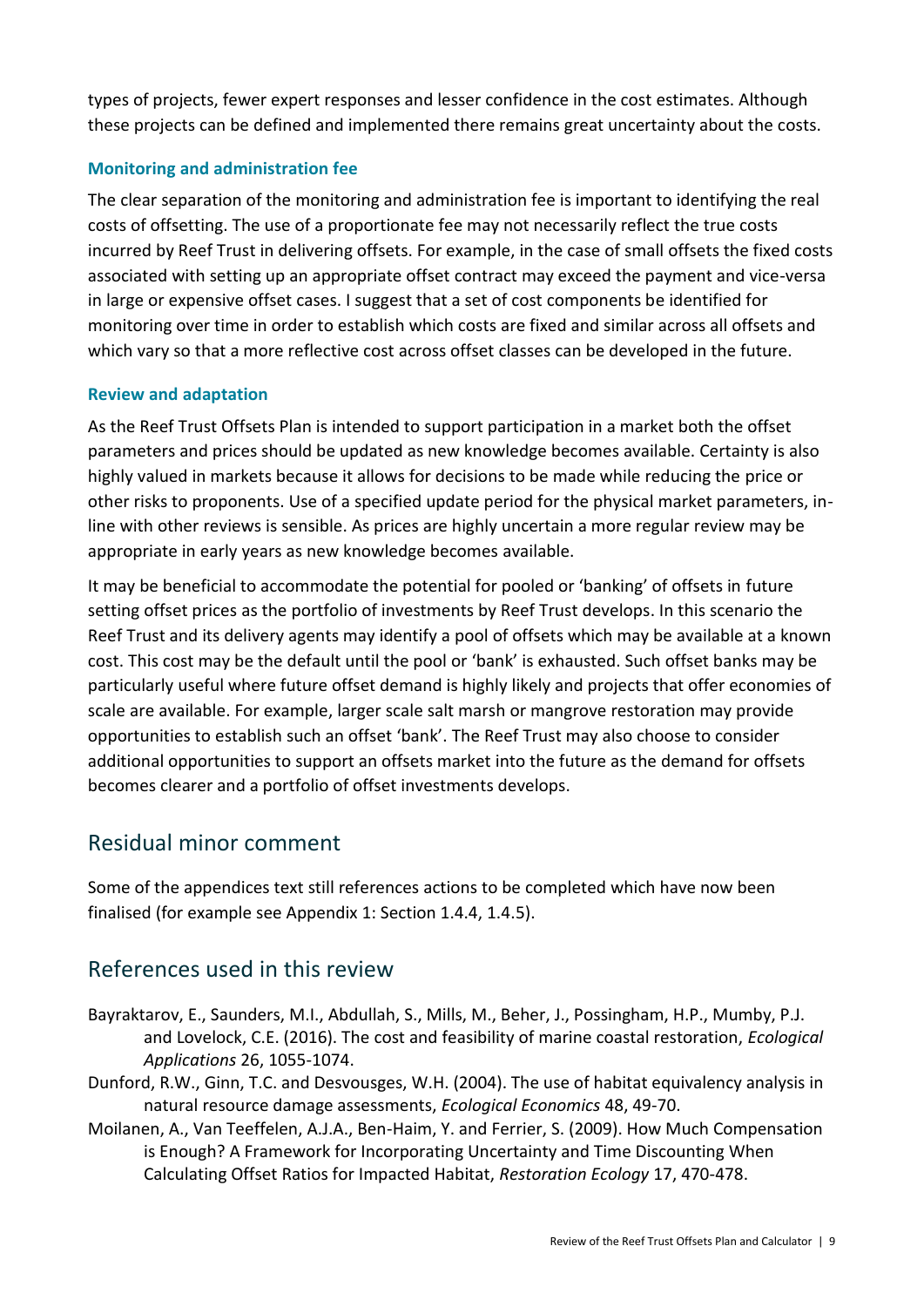types of projects, fewer expert responses and lesser confidence in the cost estimates. Although these projects can be defined and implemented there remains great uncertainty about the costs.

### Monitoring and administration fee

The clear separation of the monitoring and administration fee is important to identifying the real costs of offsetting. The use of a proportionate fee may not necessarily reflect the true costs incurred by Reef Trust in delivering offsets. For example, in the case of small offsets the fixed costs associated with setting up an appropriate offset contract may exceed the payment and vice-versa in large or expensive offset cases. I suggest that a set of cost components be identified for monitoring over time in order to establish which costs are fixed and similar across all offsets and which vary so that a more reflective cost across offset classes can be developed in the future.

### Review and adaptation

As the Reef Trust Offsets Plan is intended to support participation in a market both the offset parameters and prices should be updated as new knowledge becomes available. Certainty is also highly valued in markets because it allows for decisions to be made while reducing the price or other risks to proponents. Use of a specified update period for the physical market parameters, in-line with other reviews is sensible. As prices are highly uncertain a more regular review may be appropriate in early years as new knowledge becomes available.

It may be beneficial to accommodate the potential for pooled or 'banking' of offsets in future setting offset prices as the portfolio of investments by Reef Trust develops. In this scenario the Reef Trust and its delivery agents may identify a pool of offsets which may be available at a known cost. This cost may be the default until the pool or 'bank' is exhausted. Such offset banks may be particularly useful where future offset demand is highly likely and projects that offer economies of scale are available. For example, larger scale salt marsh or mangrove restoration may provide opportunities to establish such an offset 'bank'. The Reef Trust may also choose to consider additional opportunities to support an offsets market into the future as the demand for offsets becomes clearer and a portfolio of offset investments develops.

## Residual minor comment

Some of the appendices text still references actions to be completed which have now been finalised (for example see Appendix 1: Section 1.4.4, 1.4.5).

## References used in this review

Bayraktarov, E., Saunders, M.I., Abdullah, S., Mills, M., Beher, J., Possingham, H.P., Mumby, P.J. and Lovelock, C.E. (2016). The cost and feasibility of marine coastal restoration, *Ecological Applications* 26, 1055-1074.

Dunford, R.W., Ginn, T.C. and Desvousges, W.H. (2004). The use of habitat equivalency analysis in natural resource damage assessments, *Ecological Economics* 48, 49-70.

Moilanen, A., Van Teeffelen, A.J.A., Ben-Haim, Y. and Ferrier, S. (2009). How Much Compensation is Enough? A Framework for Incorporating Uncertainty and Time Discounting When Calculating Offset Ratios for Impacted Habitat, *Restoration Ecology* 17, 470-478.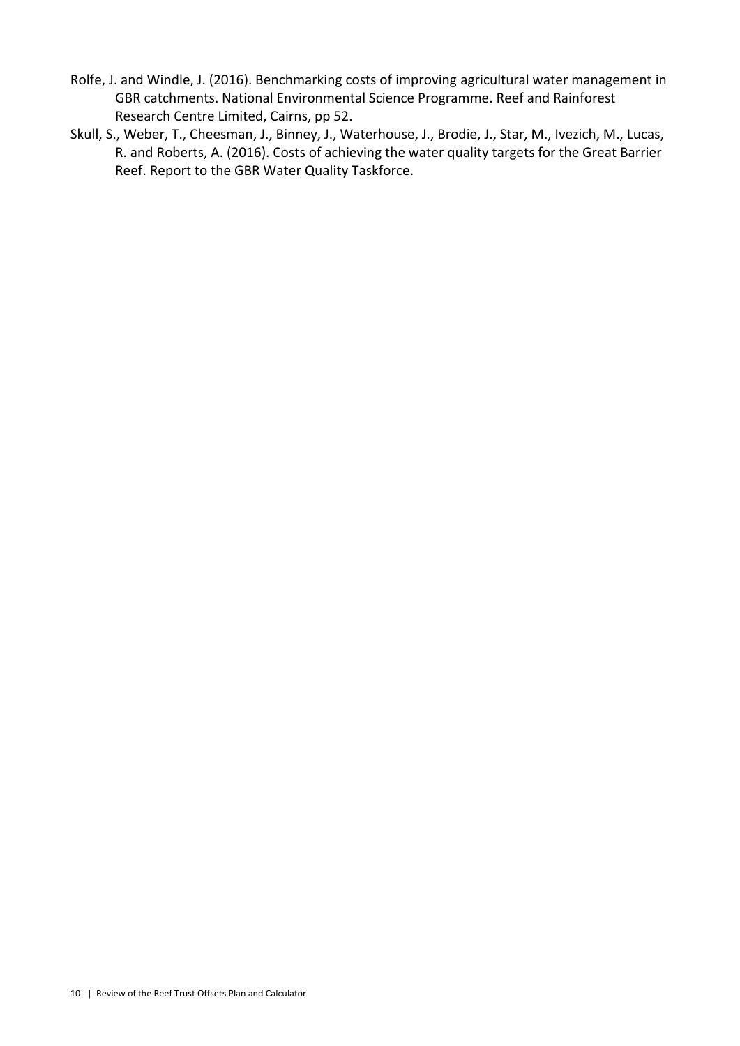Rolfe, J. and Windle, J. (2016). Benchmarking costs of improving agricultural water management in GBR catchments. National Environmental Science Programme. Reef and Rainforest Research Centre Limited, Cairns, pp 52.

Skull, S., Weber, T., Cheesman, J., Binney, J., Waterhouse, J., Brodie, J., Star, M., Ivezich, M., Lucas, R. and Roberts, A. (2016). Costs of achieving the water quality targets for the Great Barrier Reef. Report to the GBR Water Quality Taskforce.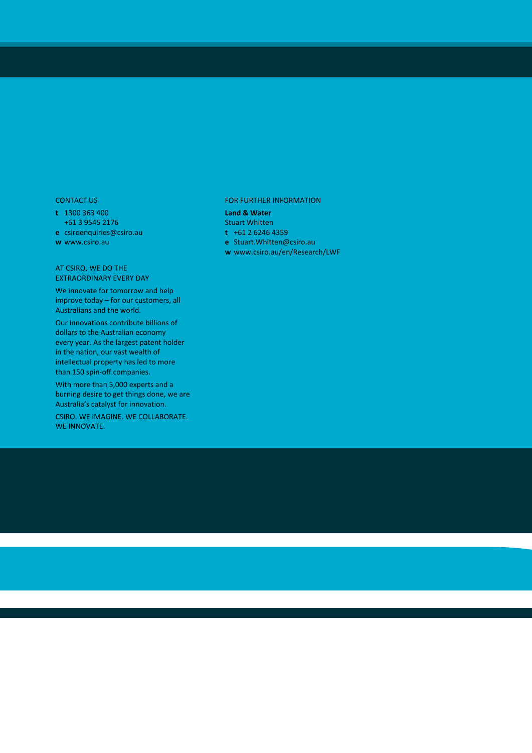CONTACT US

**t** 1300 363 400
+61 3 9545 2176
**e** csiroenquiries@csiro.au
**w** www.csiro.au

AT CSIRO, WE DO THE EXTRAORDINARY EVERY DAY

We innovate for tomorrow and help improve today – for our customers, all Australians and the world.

Our innovations contribute billions of dollars to the Australian economy every year. As the largest patent holder in the nation, our vast wealth of intellectual property has led to more than 150 spin-off companies.

With more than 5,000 experts and a burning desire to get things done, we are Australia's catalyst for innovation.

CSIRO. WE IMAGINE. WE COLLABORATE. WE INNOVATE.

FOR FURTHER INFORMATION

**Land & Water**
Stuart Whitten
**t** +61 2 6246 4359
**e** Stuart.Whitten@csiro.au
**w** www.csiro.au/en/Research/LWF